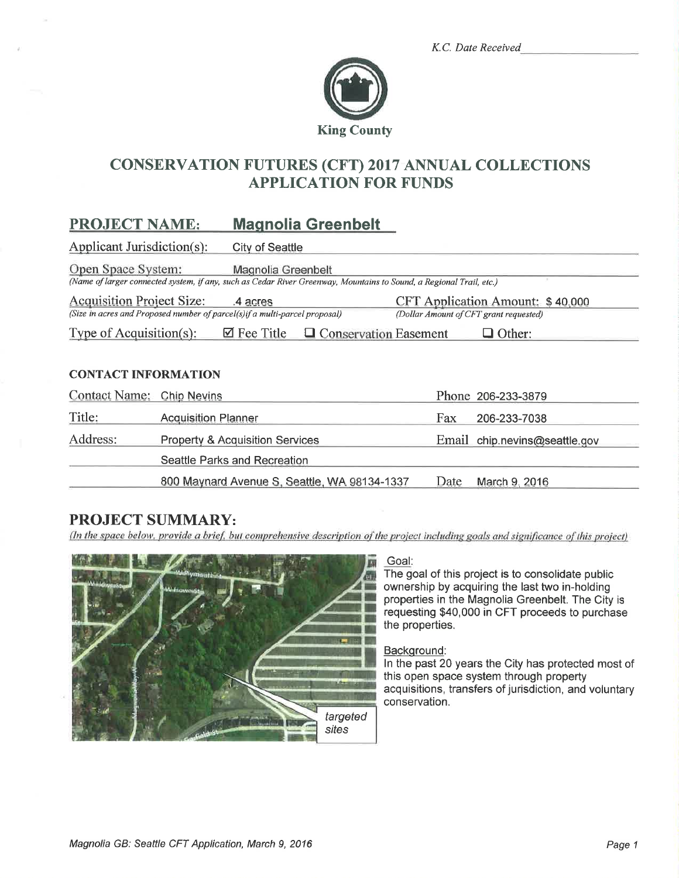K.C. Date Received ____________

King County

# CONSERVATION FUTURES (CFT) 2017 ANNUAL COLLECTIONS APPLICATION FOR FUNDS

## PROJECT NAME: **Magnolia Greenbelt**

Applicant Jurisdiction(s): City of Seattle

Open Space System: Magnolia Greenbelt
*(Name of larger connected system, if any, such as Cedar River Greenway, Mountains to Sound, a Regional Trail, etc.)*

Acquisition Project Size: .4 acres
*(Size in acres and Proposed number of parcel(s)if a multi-parcel proposal)*

CFT Application Amount: $ 40,000
*(Dollar Amount of CFT grant requested)*

Type of Acquisition(s): ☑ Fee Title ☐ Conservation Easement ☐ Other:

### CONTACT INFORMATION

| | | | |
|---|---|---|---|
| Contact Name: | Chip Nevins | Phone | 206-233-3879 |
| Title: | Acquisition Planner | Fax | 206-233-7038 |
| Address: | Property & Acquisition Services | Email | chip.nevins@seattle.gov |
| | Seattle Parks and Recreation | | |
| | 800 Maynard Avenue S, Seattle, WA 98134-1337 | Date | March 9, 2016 |

## PROJECT SUMMARY:

*(In the space below, provide a brief, but comprehensive description of the project including goals and significance of this project)*

targeted sites

Goal:
The goal of this project is to consolidate public ownership by acquiring the last two in-holding properties in the Magnolia Greenbelt. The City is requesting $40,000 in CFT proceeds to purchase the properties.

Background:
In the past 20 years the City has protected most of this open space system through property acquisitions, transfers of jurisdiction, and voluntary conservation.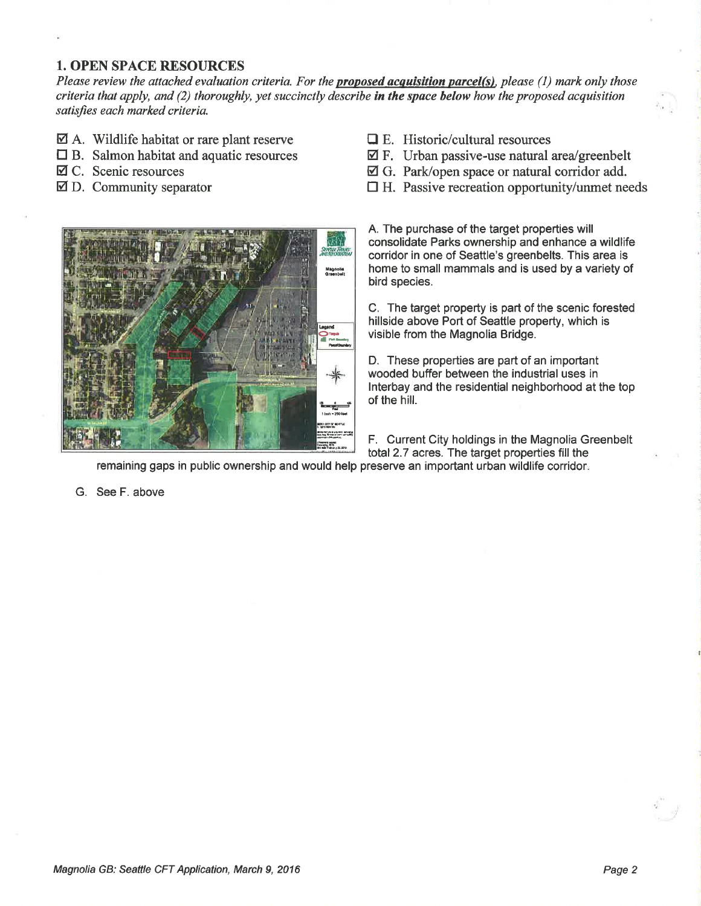## 1. OPEN SPACE RESOURCES

*Please review the attached evaluation criteria. For the **proposed acquisition parcel(s)**, please (1) mark only those criteria that apply, and (2) thoroughly, yet succinctly describe **in the space below** how the proposed acquisition satisfies each marked criteria.*

- ☑ A. Wildlife habitat or rare plant reserve
- ☐ B. Salmon habitat and aquatic resources
- ☑ C. Scenic resources
- ☑ D. Community separator
- ☐ E. Historic/cultural resources
- ☑ F. Urban passive-use natural area/greenbelt
- ☑ G. Park/open space or natural corridor add.
- ☐ H. Passive recreation opportunity/unmet needs

A. The purchase of the target properties will consolidate Parks ownership and enhance a wildlife corridor in one of Seattle's greenbelts. This area is home to small mammals and is used by a variety of bird species.

C. The target property is part of the scenic forested hillside above Port of Seattle property, which is visible from the Magnolia Bridge.

D. These properties are part of an important wooded buffer between the industrial uses in Interbay and the residential neighborhood at the top of the hill.

F. Current City holdings in the Magnolia Greenbelt total 2.7 acres. The target properties fill the remaining gaps in public ownership and would help preserve an important urban wildlife corridor.

G. See F. above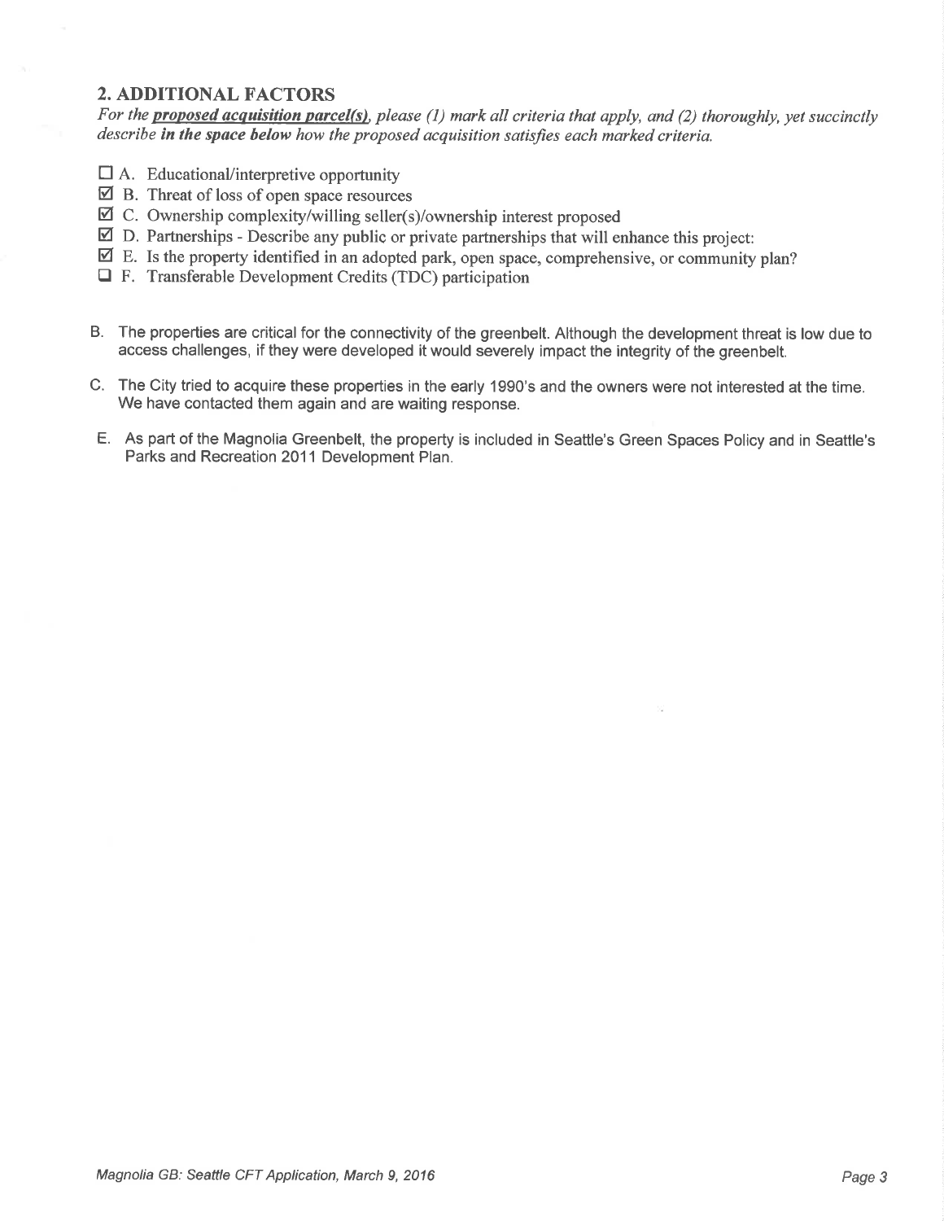## 2. ADDITIONAL FACTORS

*For the* ***proposed acquisition parcel(s)****, please (1) mark all criteria that apply, and (2) thoroughly, yet succinctly describe* ***in the space below*** *how the proposed acquisition satisfies each marked criteria.*

- ☐ A. Educational/interpretive opportunity
- ☑ B. Threat of loss of open space resources
- ☑ C. Ownership complexity/willing seller(s)/ownership interest proposed
- ☑ D. Partnerships - Describe any public or private partnerships that will enhance this project:
- ☑ E. Is the property identified in an adopted park, open space, comprehensive, or community plan?
- ☐ F. Transferable Development Credits (TDC) participation

B. The properties are critical for the connectivity of the greenbelt. Although the development threat is low due to access challenges, if they were developed it would severely impact the integrity of the greenbelt.

C. The City tried to acquire these properties in the early 1990's and the owners were not interested at the time. We have contacted them again and are waiting response.

E. As part of the Magnolia Greenbelt, the property is included in Seattle's Green Spaces Policy and in Seattle's Parks and Recreation 2011 Development Plan.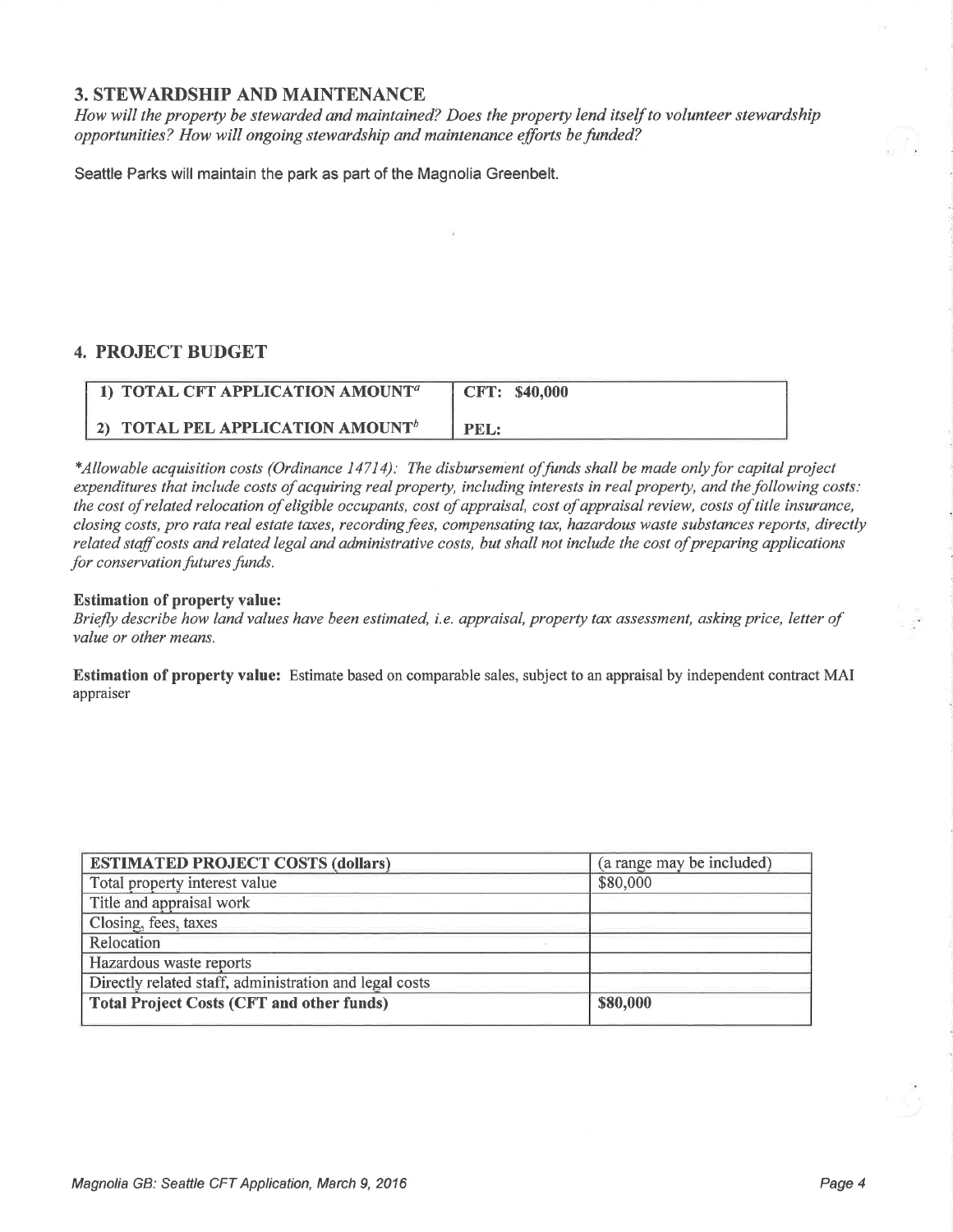## 3. STEWARDSHIP AND MAINTENANCE

*How will the property be stewarded and maintained? Does the property lend itself to volunteer stewardship opportunities? How will ongoing stewardship and maintenance efforts be funded?*

Seattle Parks will maintain the park as part of the Magnolia Greenbelt.

## 4. PROJECT BUDGET

| 1) TOTAL CFT APPLICATION AMOUNT[a] | CFT: $40,000 |
|---|---|
| 2) TOTAL PEL APPLICATION AMOUNT[b] | PEL: |

*\*Allowable acquisition costs (Ordinance 14714): The disbursement of funds shall be made only for capital project expenditures that include costs of acquiring real property, including interests in real property, and the following costs: the cost of related relocation of eligible occupants, cost of appraisal, cost of appraisal review, costs of title insurance, closing costs, pro rata real estate taxes, recording fees, compensating tax, hazardous waste substances reports, directly related staff costs and related legal and administrative costs, but shall not include the cost of preparing applications for conservation futures funds.*

**Estimation of property value:**

*Briefly describe how land values have been estimated, i.e. appraisal, property tax assessment, asking price, letter of value or other means.*

**Estimation of property value:** Estimate based on comparable sales, subject to an appraisal by independent contract MAI appraiser

| ESTIMATED PROJECT COSTS (dollars) | (a range may be included) |
|---|---|
| Total property interest value | $80,000 |
| Title and appraisal work | |
| Closing, fees, taxes | |
| Relocation | |
| Hazardous waste reports | |
| Directly related staff, administration and legal costs | |
| **Total Project Costs (CFT and other funds)** | **$80,000** |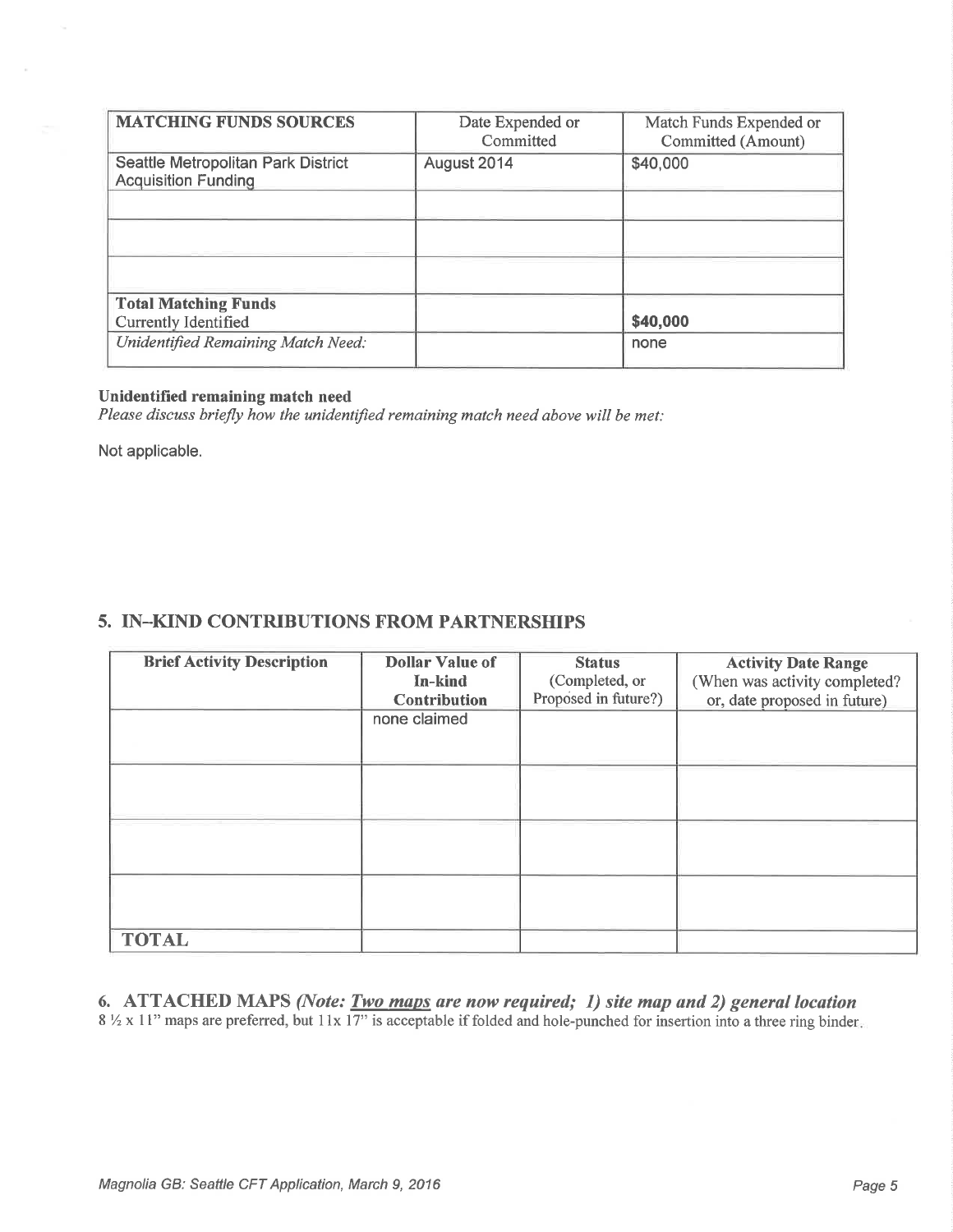| MATCHING FUNDS SOURCES | Date Expended or Committed | Match Funds Expended or Committed (Amount) |
|---|---|---|
| Seattle Metropolitan Park District Acquisition Funding | August 2014 | $40,000 |
| | | |
| | | |
| | | |
| **Total Matching Funds** Currently Identified | | **$40,000** |
| *Unidentified Remaining Match Need:* | | none |

**Unidentified remaining match need**

*Please discuss briefly how the unidentified remaining match need above will be met:*

Not applicable.

## 5. IN–KIND CONTRIBUTIONS FROM PARTNERSHIPS

| Brief Activity Description | Dollar Value of In-kind Contribution | Status (Completed, or Proposed in future?) | Activity Date Range (When was activity completed? or, date proposed in future) |
|---|---|---|---|
| | none claimed | | |
| | | | |
| | | | |
| | | | |
| **TOTAL** | | | |

## 6. ATTACHED MAPS *(Note: Two maps are now required; 1) site map and 2) general location*

8 ½ x 11" maps are preferred, but 11x 17" is acceptable if folded and hole-punched for insertion into a three ring binder.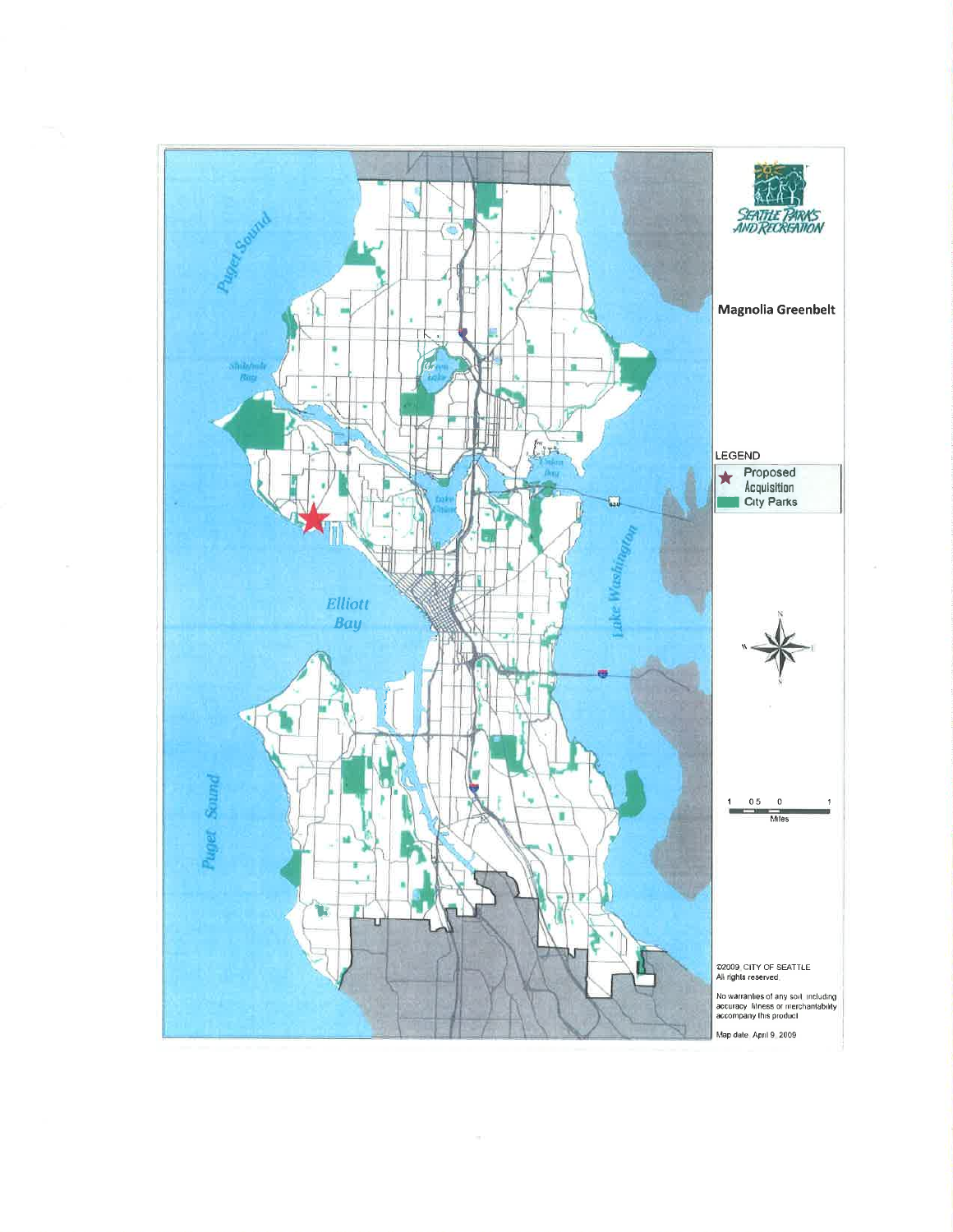**Magnolia Greenbelt**

LEGEND

- ★ Proposed Acquisition
- City Parks

©2009, CITY OF SEATTLE
All rights reserved.

No warranties of any sort, including accuracy, fitness or merchantability accompany this product.

Map date: April 9, 2009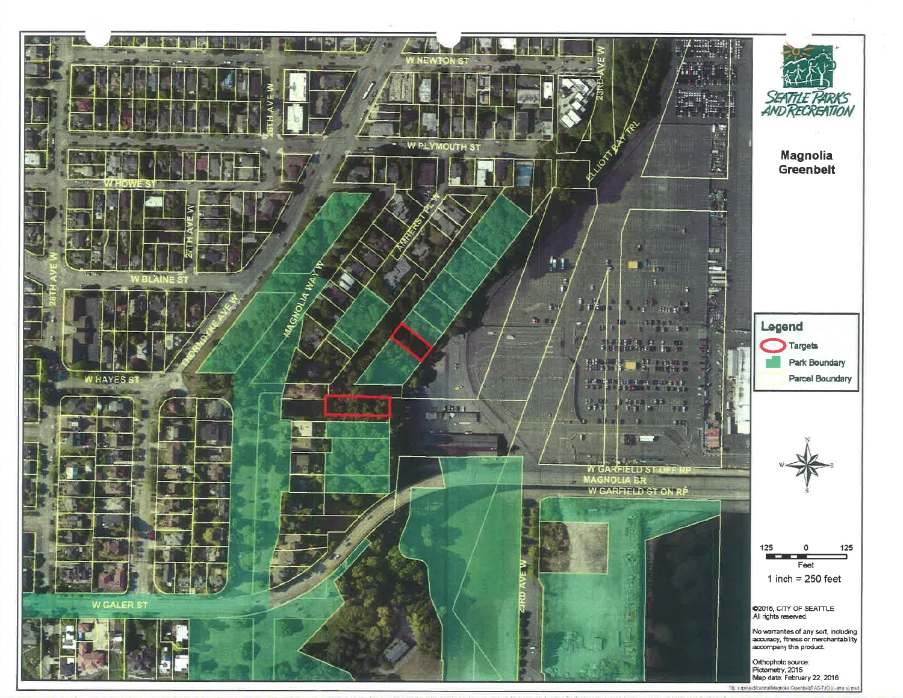W NEWTON ST

W PLYMOUTH ST

W HOWE ST

W BLAINE ST

W HAYES ST

W GALER ST

28TH AVE W

27TH AVE W

26TH AVE W

23RD AVE W

THORNDYKE AVE W

MAGNOLIA WAY W

AMHERST PL W

ELLIOTT BAY TRL

W GARFIELD ST OFF RP

MAGNOLIA BR

W GARFIELD ST ON RP

SEATTLE PARKS AND RECREATION

## Magnolia Greenbelt

**Legend**

- Targets
- Park Boundary
- Parcel Boundary

N

W

E

S

125 0 125

Feet

1 inch = 250 feet

©2016, CITY OF SEATTLE
All rights reserved.

No warrantes of any sort, including accuracy, fitness or merchantability accompany this product.

Orthophoto source:
Pictometry, 2015
Map date: February 22, 2016